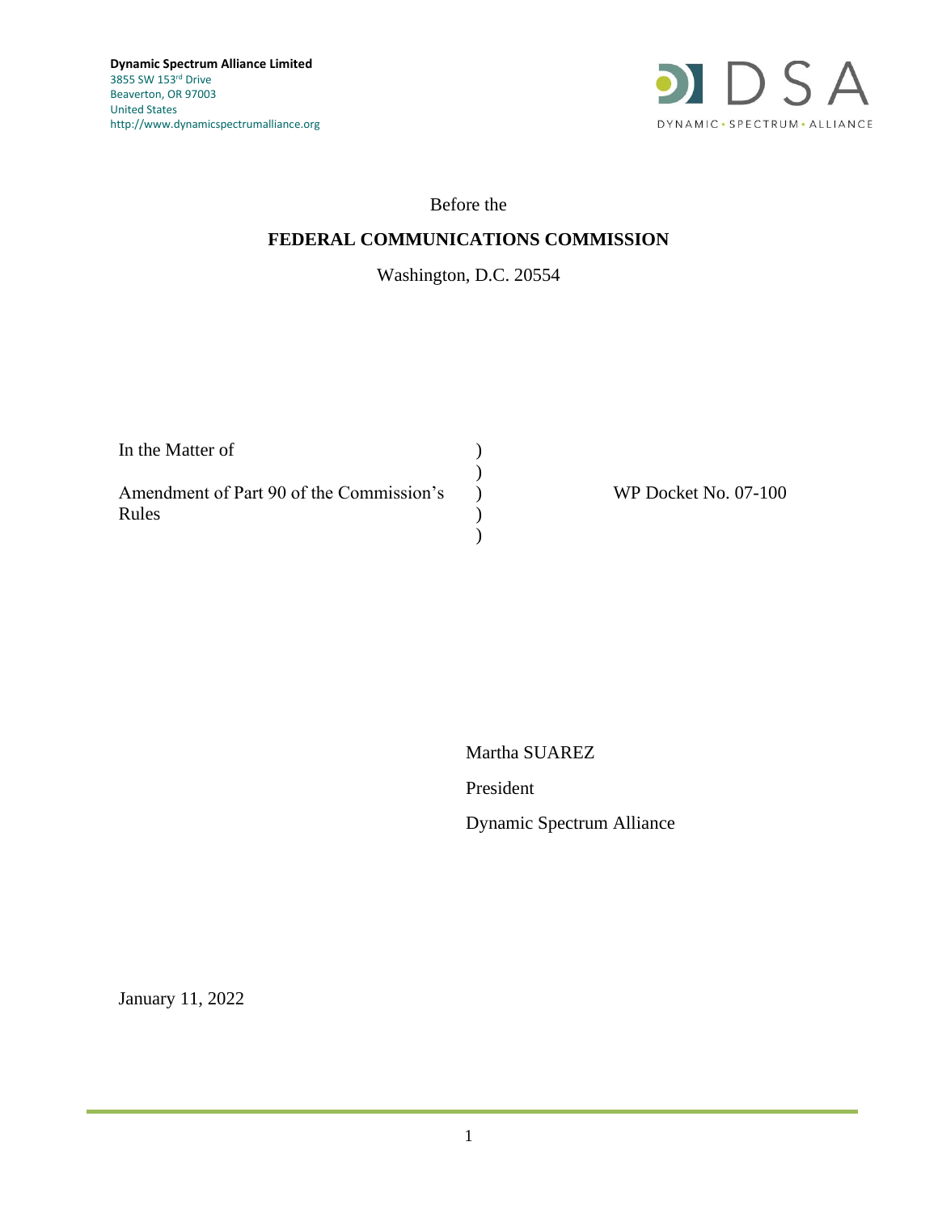**Dynamic Spectrum Alliance Limited**
3855 SW 153rd Drive
Beaverton, OR 97003
United States
http://www.dynamicspectrumalliance.org

DSA
DYNAMIC • SPECTRUM • ALLIANCE

Before the

**FEDERAL COMMUNICATIONS COMMISSION**

Washington, D.C. 20554

| | | |
|---|---|---|
| In the Matter of | ) | |
| | ) | |
| Amendment of Part 90 of the Commission's Rules | ) | WP Docket No. 07-100 |
| | ) | |
| | ) | |

Martha SUAREZ

President

Dynamic Spectrum Alliance

January 11, 2022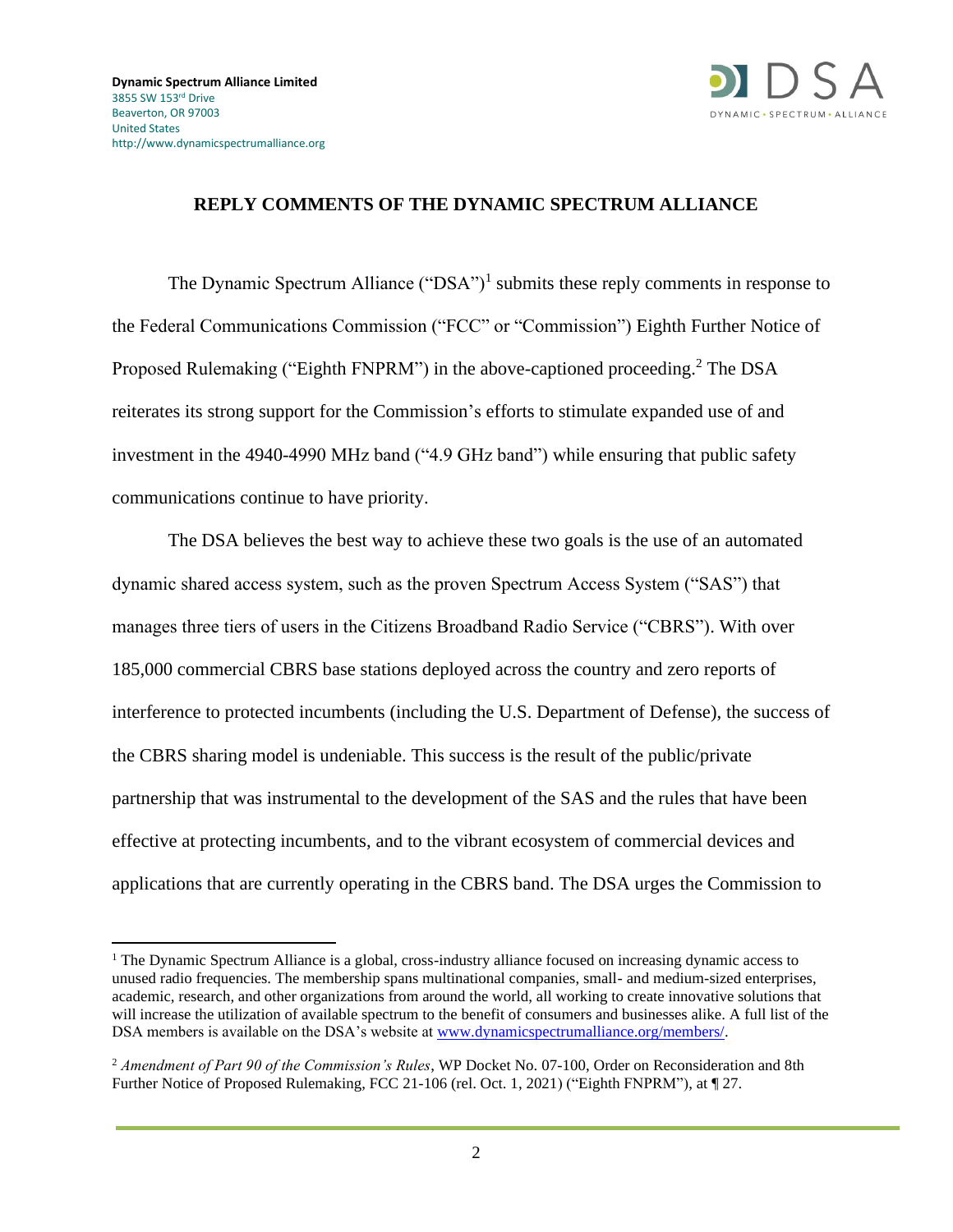**Dynamic Spectrum Alliance Limited**
3855 SW 153rd Drive
Beaverton, OR 97003
United States
http://www.dynamicspectrumalliance.org

DSA
DYNAMIC • SPECTRUM • ALLIANCE

**REPLY COMMENTS OF THE DYNAMIC SPECTRUM ALLIANCE**

The Dynamic Spectrum Alliance ("DSA")[1] submits these reply comments in response to the Federal Communications Commission ("FCC" or "Commission") Eighth Further Notice of Proposed Rulemaking ("Eighth FNPRM") in the above-captioned proceeding.[2] The DSA reiterates its strong support for the Commission's efforts to stimulate expanded use of and investment in the 4940-4990 MHz band ("4.9 GHz band") while ensuring that public safety communications continue to have priority.

The DSA believes the best way to achieve these two goals is the use of an automated dynamic shared access system, such as the proven Spectrum Access System ("SAS") that manages three tiers of users in the Citizens Broadband Radio Service ("CBRS"). With over 185,000 commercial CBRS base stations deployed across the country and zero reports of interference to protected incumbents (including the U.S. Department of Defense), the success of the CBRS sharing model is undeniable. This success is the result of the public/private partnership that was instrumental to the development of the SAS and the rules that have been effective at protecting incumbents, and to the vibrant ecosystem of commercial devices and applications that are currently operating in the CBRS band. The DSA urges the Commission to

---

[1] The Dynamic Spectrum Alliance is a global, cross-industry alliance focused on increasing dynamic access to unused radio frequencies. The membership spans multinational companies, small- and medium-sized enterprises, academic, research, and other organizations from around the world, all working to create innovative solutions that will increase the utilization of available spectrum to the benefit of consumers and businesses alike. A full list of the DSA members is available on the DSA's website at www.dynamicspectrumalliance.org/members/.

[2] *Amendment of Part 90 of the Commission's Rules*, WP Docket No. 07-100, Order on Reconsideration and 8th Further Notice of Proposed Rulemaking, FCC 21-106 (rel. Oct. 1, 2021) ("Eighth FNPRM"), at ¶ 27.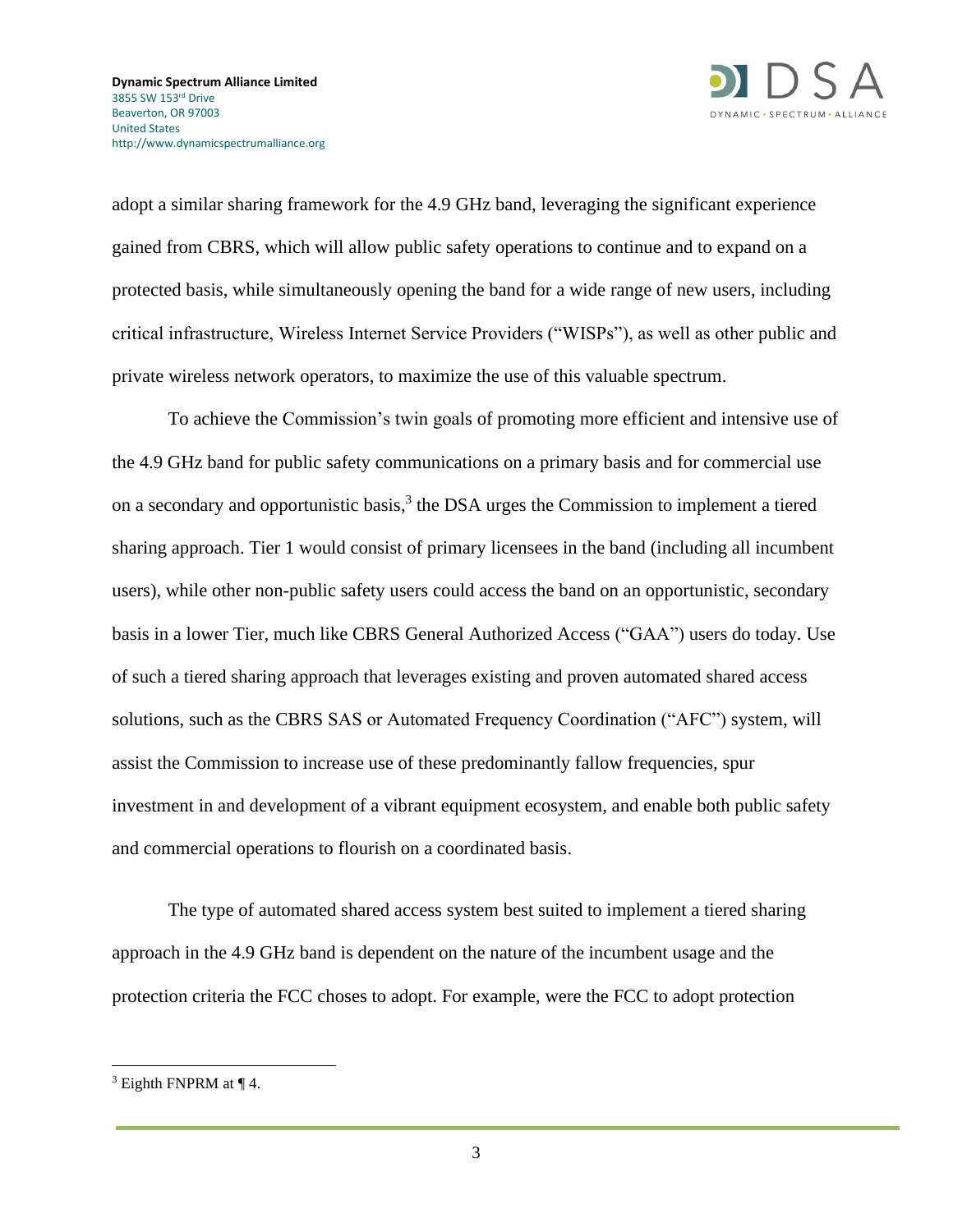adopt a similar sharing framework for the 4.9 GHz band, leveraging the significant experience gained from CBRS, which will allow public safety operations to continue and to expand on a protected basis, while simultaneously opening the band for a wide range of new users, including critical infrastructure, Wireless Internet Service Providers ("WISPs"), as well as other public and private wireless network operators, to maximize the use of this valuable spectrum.

To achieve the Commission's twin goals of promoting more efficient and intensive use of the 4.9 GHz band for public safety communications on a primary basis and for commercial use on a secondary and opportunistic basis,[3] the DSA urges the Commission to implement a tiered sharing approach. Tier 1 would consist of primary licensees in the band (including all incumbent users), while other non-public safety users could access the band on an opportunistic, secondary basis in a lower Tier, much like CBRS General Authorized Access ("GAA") users do today. Use of such a tiered sharing approach that leverages existing and proven automated shared access solutions, such as the CBRS SAS or Automated Frequency Coordination ("AFC") system, will assist the Commission to increase use of these predominantly fallow frequencies, spur investment in and development of a vibrant equipment ecosystem, and enable both public safety and commercial operations to flourish on a coordinated basis.

The type of automated shared access system best suited to implement a tiered sharing approach in the 4.9 GHz band is dependent on the nature of the incumbent usage and the protection criteria the FCC choses to adopt. For example, were the FCC to adopt protection

---

[3] Eighth FNPRM at ¶ 4.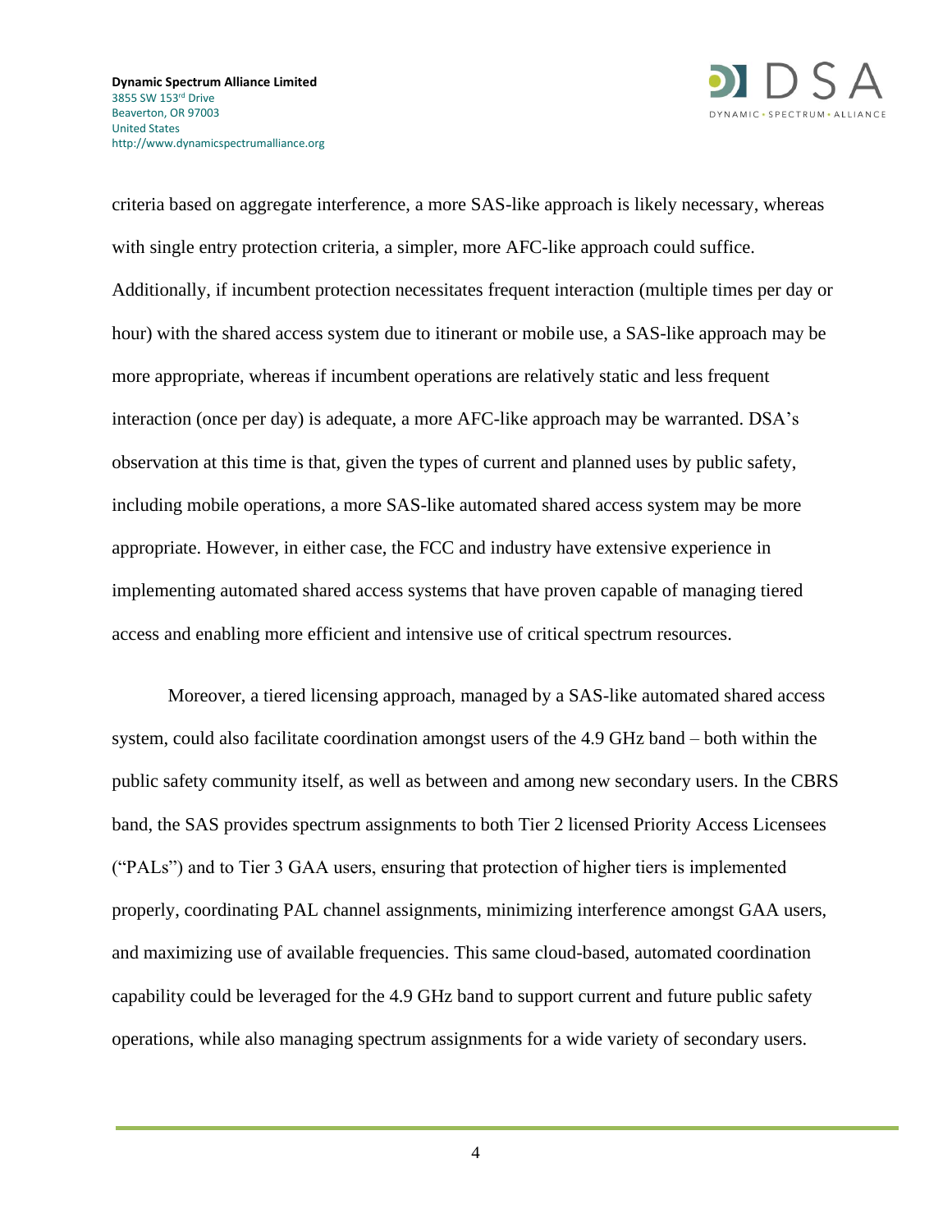criteria based on aggregate interference, a more SAS-like approach is likely necessary, whereas with single entry protection criteria, a simpler, more AFC-like approach could suffice. Additionally, if incumbent protection necessitates frequent interaction (multiple times per day or hour) with the shared access system due to itinerant or mobile use, a SAS-like approach may be more appropriate, whereas if incumbent operations are relatively static and less frequent interaction (once per day) is adequate, a more AFC-like approach may be warranted. DSA's observation at this time is that, given the types of current and planned uses by public safety, including mobile operations, a more SAS-like automated shared access system may be more appropriate. However, in either case, the FCC and industry have extensive experience in implementing automated shared access systems that have proven capable of managing tiered access and enabling more efficient and intensive use of critical spectrum resources.

Moreover, a tiered licensing approach, managed by a SAS-like automated shared access system, could also facilitate coordination amongst users of the 4.9 GHz band – both within the public safety community itself, as well as between and among new secondary users. In the CBRS band, the SAS provides spectrum assignments to both Tier 2 licensed Priority Access Licensees ("PALs") and to Tier 3 GAA users, ensuring that protection of higher tiers is implemented properly, coordinating PAL channel assignments, minimizing interference amongst GAA users, and maximizing use of available frequencies. This same cloud-based, automated coordination capability could be leveraged for the 4.9 GHz band to support current and future public safety operations, while also managing spectrum assignments for a wide variety of secondary users.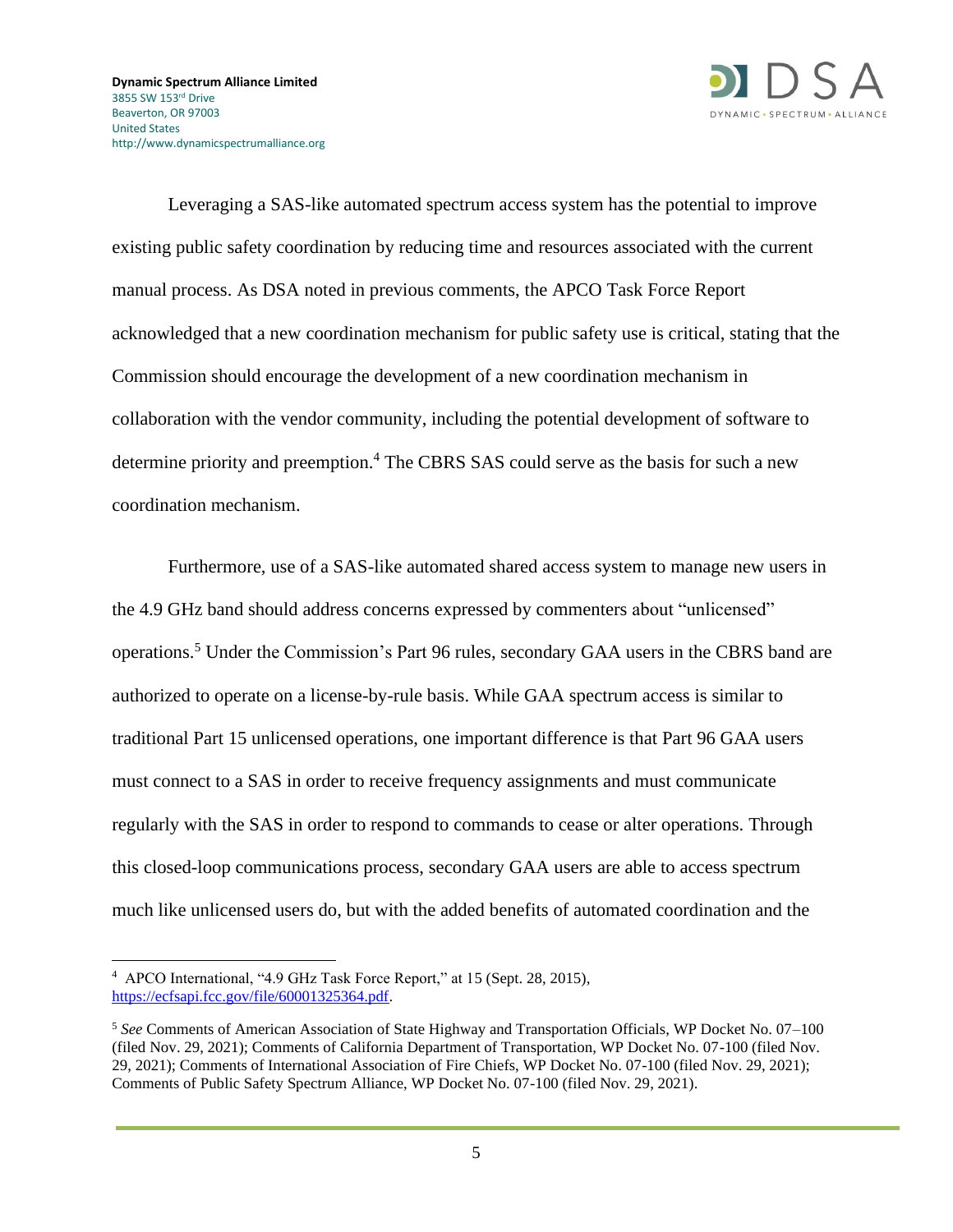Leveraging a SAS-like automated spectrum access system has the potential to improve existing public safety coordination by reducing time and resources associated with the current manual process. As DSA noted in previous comments, the APCO Task Force Report acknowledged that a new coordination mechanism for public safety use is critical, stating that the Commission should encourage the development of a new coordination mechanism in collaboration with the vendor community, including the potential development of software to determine priority and preemption.[4] The CBRS SAS could serve as the basis for such a new coordination mechanism.

Furthermore, use of a SAS-like automated shared access system to manage new users in the 4.9 GHz band should address concerns expressed by commenters about "unlicensed" operations.[5] Under the Commission's Part 96 rules, secondary GAA users in the CBRS band are authorized to operate on a license-by-rule basis. While GAA spectrum access is similar to traditional Part 15 unlicensed operations, one important difference is that Part 96 GAA users must connect to a SAS in order to receive frequency assignments and must communicate regularly with the SAS in order to respond to commands to cease or alter operations. Through this closed-loop communications process, secondary GAA users are able to access spectrum much like unlicensed users do, but with the added benefits of automated coordination and the

---

[4] APCO International, "4.9 GHz Task Force Report," at 15 (Sept. 28, 2015), https://ecfsapi.fcc.gov/file/60001325364.pdf.

[5] *See* Comments of American Association of State Highway and Transportation Officials, WP Docket No. 07–100 (filed Nov. 29, 2021); Comments of California Department of Transportation, WP Docket No. 07-100 (filed Nov. 29, 2021); Comments of International Association of Fire Chiefs, WP Docket No. 07-100 (filed Nov. 29, 2021); Comments of Public Safety Spectrum Alliance, WP Docket No. 07-100 (filed Nov. 29, 2021).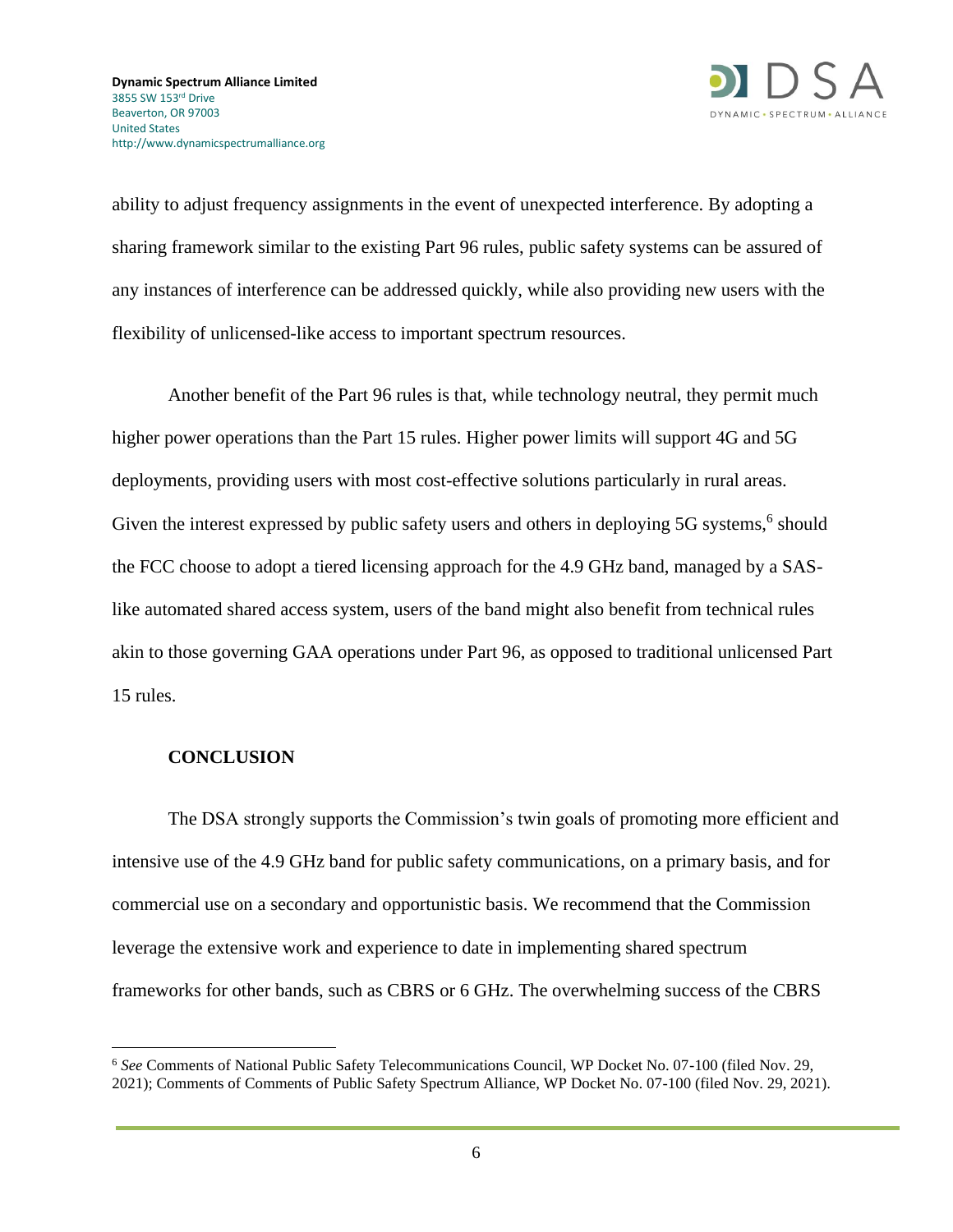ability to adjust frequency assignments in the event of unexpected interference. By adopting a sharing framework similar to the existing Part 96 rules, public safety systems can be assured of any instances of interference can be addressed quickly, while also providing new users with the flexibility of unlicensed-like access to important spectrum resources.

Another benefit of the Part 96 rules is that, while technology neutral, they permit much higher power operations than the Part 15 rules. Higher power limits will support 4G and 5G deployments, providing users with most cost-effective solutions particularly in rural areas. Given the interest expressed by public safety users and others in deploying 5G systems,[6] should the FCC choose to adopt a tiered licensing approach for the 4.9 GHz band, managed by a SAS-like automated shared access system, users of the band might also benefit from technical rules akin to those governing GAA operations under Part 96, as opposed to traditional unlicensed Part 15 rules.

**CONCLUSION**

The DSA strongly supports the Commission's twin goals of promoting more efficient and intensive use of the 4.9 GHz band for public safety communications, on a primary basis, and for commercial use on a secondary and opportunistic basis. We recommend that the Commission leverage the extensive work and experience to date in implementing shared spectrum frameworks for other bands, such as CBRS or 6 GHz. The overwhelming success of the CBRS

[6] *See* Comments of National Public Safety Telecommunications Council, WP Docket No. 07-100 (filed Nov. 29, 2021); Comments of Comments of Public Safety Spectrum Alliance, WP Docket No. 07-100 (filed Nov. 29, 2021).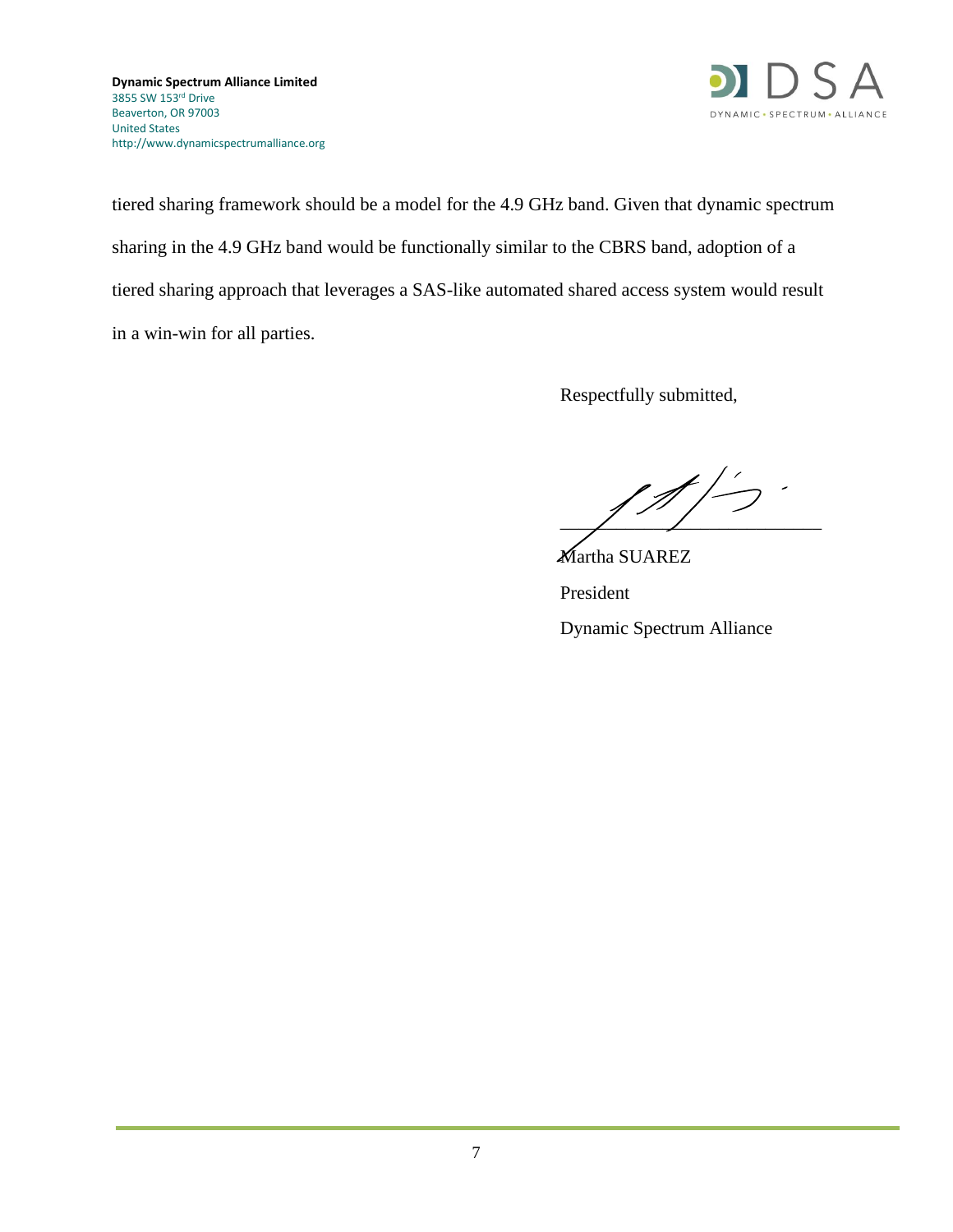tiered sharing framework should be a model for the 4.9 GHz band. Given that dynamic spectrum sharing in the 4.9 GHz band would be functionally similar to the CBRS band, adoption of a tiered sharing approach that leverages a SAS-like automated shared access system would result in a win-win for all parties.

Respectfully submitted,

\_\_\_\_\_\_\_\_\_\_\_\_\_\_\_\_\_\_\_\_\_\_\_\_\_\_\_\_

Martha SUAREZ
President
Dynamic Spectrum Alliance